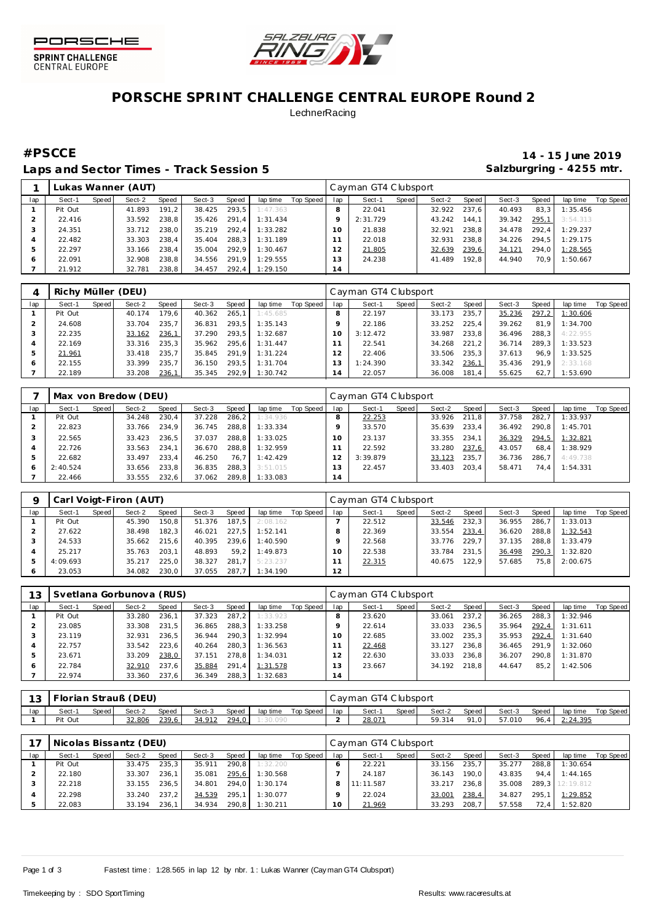PORSCHE SPRINT CHALLENGE CENTRAL EUROPE

# PORSCHE SPRINT CHALLENGE CENTRAL EUROPE Round 2

LechnerRacing

## #PSCCE

**14 - 15 June 2019**

## Laps and Sector Times - Track Session 5

**Salzburgring - 4255 mtr.**

| 1 | Lukas Wanner (AUT) | | | | | | | | Cayman GT4 Clubsport | | | | | | | | |
|---|---|---|---|---|---|---|---|---|---|---|---|---|---|---|---|---|---|
| lap | Sect-1 | Speed | Sect-2 | Speed | Sect-3 | Speed | lap time | Top Speed | lap | Sect-1 | Speed | Sect-2 | Speed | Sect-3 | Speed | lap time | Top Speed |
| 1 | Pit Out | | 41.893 | 191,2 | 38.425 | 293,5 | 1:47.363 | | 8 | 22.041 | | 32.922 | 237,6 | 40.493 | 83,3 | 1:35.456 | |
| 2 | 22.416 | | 33.592 | 238,8 | 35.426 | 291,4 | 1:31.434 | | 9 | 2:31.729 | | 43.242 | 144,1 | 39.342 | 295,1 | 3:54.313 | |
| 3 | 24.351 | | 33.712 | 238,0 | 35.219 | 292,4 | 1:33.282 | | 10 | 21.838 | | 32.921 | 238,8 | 34.478 | 292,4 | 1:29.237 | |
| 4 | 22.482 | | 33.303 | 238,4 | 35.404 | 288,3 | 1:31.189 | | 11 | 22.018 | | 32.931 | 238,8 | 34.226 | 294,5 | 1:29.175 | |
| 5 | 22.297 | | 33.166 | 238,4 | 35.004 | 292,9 | 1:30.467 | | 12 | 21.805 | | 32.639 | 239,6 | 34.121 | 294,0 | 1:28.565 | |
| 6 | 22.091 | | 32.908 | 238,8 | 34.556 | 291,9 | 1:29.555 | | 13 | 24.238 | | 41.489 | 192,8 | 44.940 | 70,9 | 1:50.667 | |
| 7 | 21.912 | | 32.781 | 238,8 | 34.457 | 292,4 | 1:29.150 | | 14 | | | | | | | | |

| 4 | Richy Müller (DEU) | | | | | | | | Cayman GT4 Clubsport | | | | | | | | |
|---|---|---|---|---|---|---|---|---|---|---|---|---|---|---|---|---|---|
| lap | Sect-1 | Speed | Sect-2 | Speed | Sect-3 | Speed | lap time | Top Speed | lap | Sect-1 | Speed | Sect-2 | Speed | Sect-3 | Speed | lap time | Top Speed |
| 1 | Pit Out | | 40.174 | 179,6 | 40.362 | 265,1 | 1:45.685 | | 8 | 22.197 | | 33.173 | 235,7 | 35.236 | 297,2 | 1:30.606 | |
| 2 | 24.608 | | 33.704 | 235,7 | 36.831 | 293,5 | 1:35.143 | | 9 | 22.186 | | 33.252 | 225,4 | 39.262 | 81,9 | 1:34.700 | |
| 3 | 22.235 | | 33.162 | 236,1 | 37.290 | 293,5 | 1:32.687 | | 10 | 3:12.472 | | 33.987 | 233,8 | 36.496 | 288,3 | 4:22.955 | |
| 4 | 22.169 | | 33.316 | 235,3 | 35.962 | 295,6 | 1:31.447 | | 11 | 22.541 | | 34.268 | 221,2 | 36.714 | 289,3 | 1:33.523 | |
| 5 | 21.961 | | 33.418 | 235,7 | 35.845 | 291,9 | 1:31.224 | | 12 | 22.406 | | 33.506 | 235,3 | 37.613 | 96,9 | 1:33.525 | |
| 6 | 22.155 | | 33.399 | 235,7 | 36.150 | 293,5 | 1:31.704 | | 13 | 1:24.390 | | 33.342 | 236,1 | 35.436 | 291,9 | 2:33.168 | |
| 7 | 22.189 | | 33.208 | 236,1 | 35.345 | 292,9 | 1:30.742 | | 14 | 22.057 | | 36.008 | 181,4 | 55.625 | 62,7 | 1:53.690 | |

| 7 | Max von Bredow (DEU) | | | | | | | | Cayman GT4 Clubsport | | | | | | | | |
|---|---|---|---|---|---|---|---|---|---|---|---|---|---|---|---|---|---|
| lap | Sect-1 | Speed | Sect-2 | Speed | Sect-3 | Speed | lap time | Top Speed | lap | Sect-1 | Speed | Sect-2 | Speed | Sect-3 | Speed | lap time | Top Speed |
| 1 | Pit Out | | 34.248 | 230,4 | 37.228 | 286,2 | 1:34.936 | | 8 | 22.253 | | 33.926 | 211,8 | 37.758 | 282,7 | 1:33.937 | |
| 2 | 22.823 | | 33.766 | 234,9 | 36.745 | 288,8 | 1:33.334 | | 9 | 33.570 | | 35.639 | 233,4 | 36.492 | 290,8 | 1:45.701 | |
| 3 | 22.565 | | 33.423 | 236,5 | 37.037 | 288,8 | 1:33.025 | | 10 | 23.137 | | 33.355 | 234,1 | 36.329 | 294,5 | 1:32.821 | |
| 4 | 22.726 | | 33.563 | 234,1 | 36.670 | 288,8 | 1:32.959 | | 11 | 22.592 | | 33.280 | 237,6 | 43.057 | 68,4 | 1:38.929 | |
| 5 | 22.682 | | 33.497 | 233,4 | 46.250 | 76,7 | 1:42.429 | | 12 | 3:39.879 | | 33.123 | 235,7 | 36.736 | 286,7 | 4:49.738 | |
| 6 | 2:40.524 | | 33.656 | 233,8 | 36.835 | 288,3 | 3:51.015 | | 13 | 22.457 | | 33.403 | 203,4 | 58.471 | 74,4 | 1:54.331 | |
| 7 | 22.466 | | 33.555 | 232,6 | 37.062 | 289,8 | 1:33.083 | | 14 | | | | | | | | |

| 9 | Carl Voigt-Firon (AUT) | | | | | | | | Cayman GT4 Clubsport | | | | | | | | |
|---|---|---|---|---|---|---|---|---|---|---|---|---|---|---|---|---|---|
| lap | Sect-1 | Speed | Sect-2 | Speed | Sect-3 | Speed | lap time | Top Speed | lap | Sect-1 | Speed | Sect-2 | Speed | Sect-3 | Speed | lap time | Top Speed |
| 1 | Pit Out | | 45.390 | 150,8 | 51.376 | 187,5 | 2:08.162 | | 7 | 22.512 | | 33.546 | 232,3 | 36.955 | 286,7 | 1:33.013 | |
| 2 | 27.622 | | 38.498 | 182,3 | 46.021 | 227,5 | 1:52.141 | | 8 | 22.369 | | 33.554 | 233,4 | 36.620 | 288,8 | 1:32.543 | |
| 3 | 24.533 | | 35.662 | 215,6 | 40.395 | 239,6 | 1:40.590 | | 9 | 22.568 | | 33.776 | 229,7 | 37.135 | 288,8 | 1:33.479 | |
| 4 | 25.217 | | 35.763 | 203,1 | 48.893 | 59,2 | 1:49.873 | | 10 | 22.538 | | 33.784 | 231,5 | 36.498 | 290,3 | 1:32.820 | |
| 5 | 4:09.693 | | 35.217 | 225,0 | 38.327 | 281,7 | 5:23.237 | | 11 | 22.315 | | 40.675 | 122,9 | 57.685 | 75,8 | 2:00.675 | |
| 6 | 23.053 | | 34.082 | 230,0 | 37.055 | 287,7 | 1:34.190 | | 12 | | | | | | | | |

| 13 | Svetlana Gorbunova (RUS) | | | | | | | | Cayman GT4 Clubsport | | | | | | | | |
|---|---|---|---|---|---|---|---|---|---|---|---|---|---|---|---|---|---|
| lap | Sect-1 | Speed | Sect-2 | Speed | Sect-3 | Speed | lap time | Top Speed | lap | Sect-1 | Speed | Sect-2 | Speed | Sect-3 | Speed | lap time | Top Speed |
| 1 | Pit Out | | 33.280 | 236,1 | 37.323 | 287,2 | 1:33.923 | | 8 | 23.620 | | 33.061 | 237,2 | 36.265 | 288,3 | 1:32.946 | |
| 2 | 23.085 | | 33.308 | 231,5 | 36.865 | 288,3 | 1:33.258 | | 9 | 22.614 | | 33.033 | 236,5 | 35.964 | 292,4 | 1:31.611 | |
| 3 | 23.119 | | 32.931 | 236,5 | 36.944 | 290,3 | 1:32.994 | | 10 | 22.685 | | 33.002 | 235,3 | 35.953 | 292,4 | 1:31.640 | |
| 4 | 22.757 | | 33.542 | 223,6 | 40.264 | 280,3 | 1:36.563 | | 11 | 22.468 | | 33.127 | 236,8 | 36.465 | 291,9 | 1:32.060 | |
| 5 | 23.671 | | 33.209 | 238,0 | 37.151 | 278,8 | 1:34.031 | | 12 | 22.630 | | 33.033 | 236,8 | 36.207 | 290,8 | 1:31.870 | |
| 6 | 22.784 | | 32.910 | 237,6 | 35.884 | 291,4 | 1:31.578 | | 13 | 23.667 | | 34.192 | 218,8 | 44.647 | 85,2 | 1:42.506 | |
| 7 | 22.974 | | 33.360 | 237,6 | 36.349 | 288,3 | 1:32.683 | | 14 | | | | | | | | |

| 13 | Florian Strauß (DEU) | | | | | | | | Cayman GT4 Clubsport | | | | | | | | |
|---|---|---|---|---|---|---|---|---|---|---|---|---|---|---|---|---|---|
| lap | Sect-1 | Speed | Sect-2 | Speed | Sect-3 | Speed | lap time | Top Speed | lap | Sect-1 | Speed | Sect-2 | Speed | Sect-3 | Speed | lap time | Top Speed |
| 1 | Pit Out | | 32.806 | 239,6 | 34.912 | 294,0 | 1:30.090 | | 2 | 28.071 | | 59.314 | 91,0 | 57.010 | 96,4 | 2:24.395 | |

| 17 | Nicolas Bissantz (DEU) | | | | | | | | Cayman GT4 Clubsport | | | | | | | | |
|---|---|---|---|---|---|---|---|---|---|---|---|---|---|---|---|---|---|
| lap | Sect-1 | Speed | Sect-2 | Speed | Sect-3 | Speed | lap time | Top Speed | lap | Sect-1 | Speed | Sect-2 | Speed | Sect-3 | Speed | lap time | Top Speed |
| 1 | Pit Out | | 33.475 | 235,3 | 35.911 | 290,8 | 1:32.200 | | 6 | 22.221 | | 33.156 | 235,7 | 35.277 | 288,8 | 1:30.654 | |
| 2 | 22.180 | | 33.307 | 236,1 | 35.081 | 295,6 | 1:30.568 | | 7 | 24.187 | | 36.143 | 190,0 | 43.835 | 94,4 | 1:44.165 | |
| 3 | 22.218 | | 33.155 | 236,5 | 34.801 | 294,0 | 1:30.174 | | 8 | 11:11.587 | | 33.217 | 236,8 | 35.008 | 289,3 | 12:19.812 | |
| 4 | 22.298 | | 33.240 | 237,2 | 34.539 | 295,1 | 1:30.077 | | 9 | 22.024 | | 33.001 | 238,4 | 34.827 | 295,1 | 1:29.852 | |
| 5 | 22.083 | | 33.194 | 236,1 | 34.934 | 290,8 | 1:30.211 | | 10 | 21.969 | | 33.293 | 208,7 | 57.558 | 72,4 | 1:52.820 | |

Fastest time : 1:28.565 in lap 12 by nbr. 1 : Lukas Wanner (Cayman GT4 Clubsport)

Timekeeping by : SDO SportTiming

Results: www.raceresults.at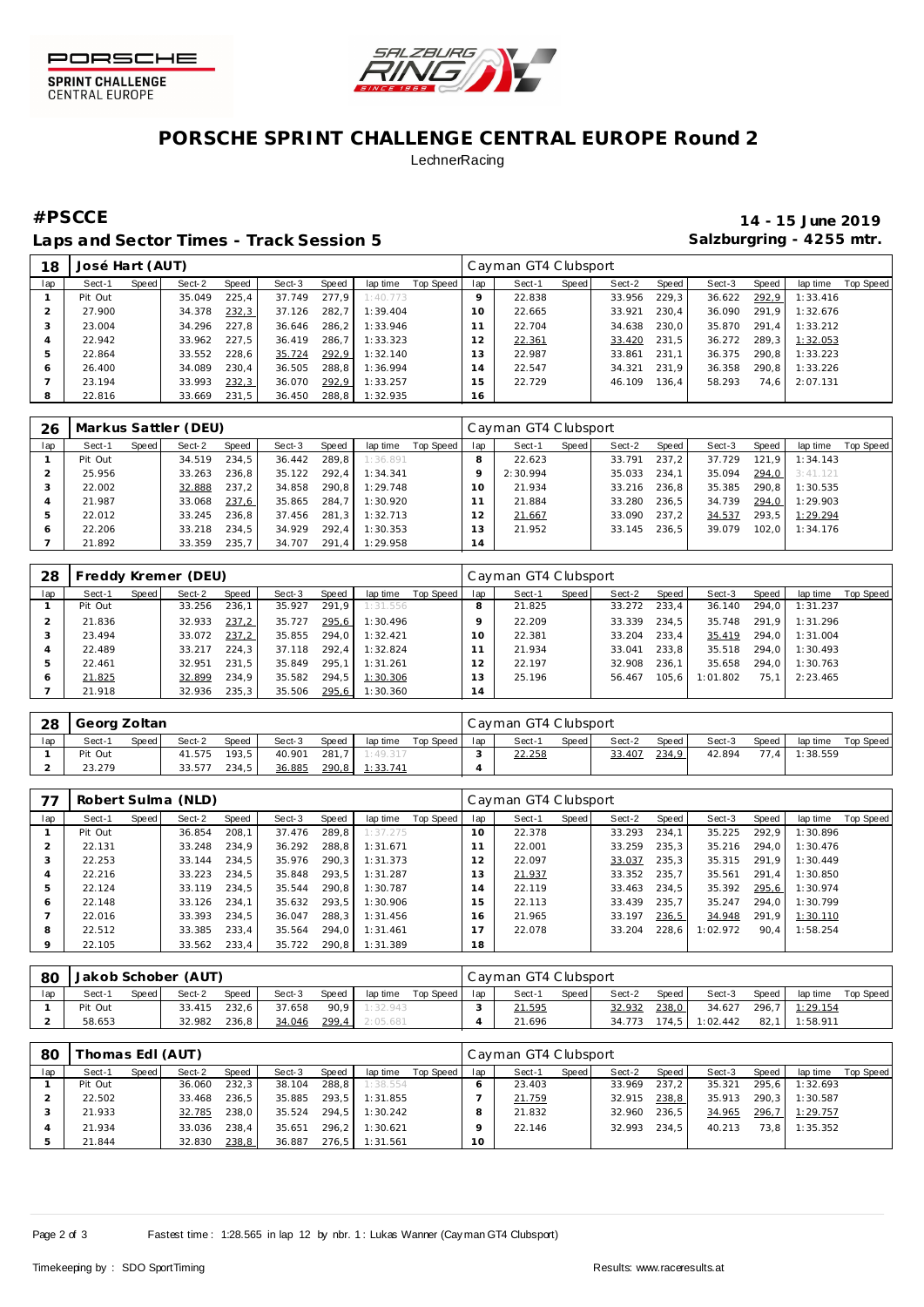# PORSCHE SPRINT CHALLENGE CENTRAL EUROPE Round 2

LechnerRacing

## #PSCCE

**14 - 15 June 2019**

**Laps and Sector Times - Track Session 5**

**Salzburgring - 4255 mtr.**

| 18 | José Hart (AUT) | | | | | | | | | Cayman GT4 Clubsport | | | | | | | | |
|---|---|---|---|---|---|---|---|---|---|---|---|---|---|---|---|---|---|---|
| lap | Sect-1 | Speed | Sect-2 | Speed | Sect-3 | Speed | lap time | Top Speed | lap | Sect-1 | Speed | Sect-2 | Speed | Sect-3 | Speed | lap time | Top Speed |
| 1 | Pit Out | | 35.049 | 225,4 | 37.749 | 277,9 | 1:40.773 | | 9 | 22.838 | | 33.956 | 229,3 | 36.622 | 292,9 | 1:33.416 | |
| 2 | 27.900 | | 34.378 | 232,3 | 37.126 | 282,7 | 1:39.404 | | 10 | 22.665 | | 33.921 | 230,4 | 36.090 | 291,9 | 1:32.676 | |
| 3 | 23.004 | | 34.296 | 227,8 | 36.646 | 286,2 | 1:33.946 | | 11 | 22.704 | | 34.638 | 230,0 | 35.870 | 291,4 | 1:33.212 | |
| 4 | 22.942 | | 33.962 | 227,5 | 36.419 | 286,7 | 1:33.323 | | 12 | 22.361 | | 33.420 | 231,5 | 36.272 | 289,3 | 1:32.053 | |
| 5 | 22.864 | | 33.552 | 228,6 | 35.724 | 292,9 | 1:32.140 | | 13 | 22.987 | | 33.861 | 231,1 | 36.375 | 290,8 | 1:33.223 | |
| 6 | 26.400 | | 34.089 | 230,4 | 36.505 | 288,8 | 1:36.994 | | 14 | 22.547 | | 34.321 | 231,9 | 36.358 | 290,8 | 1:33.226 | |
| 7 | 23.194 | | 33.993 | 232,3 | 36.070 | 292,9 | 1:33.257 | | 15 | 22.729 | | 46.109 | 136,4 | 58.293 | 74,6 | 2:07.131 | |
| 8 | 22.816 | | 33.669 | 231,5 | 36.450 | 288,8 | 1:32.935 | | 16 | | | | | | | | |

| 26 | Markus Sattler (DEU) | | | | | | | | | Cayman GT4 Clubsport | | | | | | | | |
|---|---|---|---|---|---|---|---|---|---|---|---|---|---|---|---|---|---|---|
| lap | Sect-1 | Speed | Sect-2 | Speed | Sect-3 | Speed | lap time | Top Speed | lap | Sect-1 | Speed | Sect-2 | Speed | Sect-3 | Speed | lap time | Top Speed |
| 1 | Pit Out | | 34.519 | 234,5 | 36.442 | 289,8 | 1:36.891 | | 8 | 22.623 | | 33.791 | 237,2 | 37.729 | 121,9 | 1:34.143 | |
| 2 | 25.956 | | 33.263 | 236,8 | 35.122 | 292,4 | 1:34.341 | | 9 | 2:30.994 | | 35.033 | 234,1 | 35.094 | 294,0 | 3:41.121 | |
| 3 | 22.002 | | 32.888 | 237,2 | 34.858 | 290,8 | 1:29.748 | | 10 | 21.934 | | 33.216 | 236,8 | 35.385 | 290,8 | 1:30.535 | |
| 4 | 21.987 | | 33.068 | 237,6 | 35.865 | 284,7 | 1:30.920 | | 11 | 21.884 | | 33.280 | 236,5 | 34.739 | 294,0 | 1:29.903 | |
| 5 | 22.012 | | 33.245 | 236,8 | 37.456 | 281,3 | 1:32.713 | | 12 | 21.667 | | 33.090 | 237,2 | 34.537 | 293,5 | 1:29.294 | |
| 6 | 22.206 | | 33.218 | 234,5 | 34.929 | 292,4 | 1:30.353 | | 13 | 21.952 | | 33.145 | 236,5 | 39.079 | 102,0 | 1:34.176 | |
| 7 | 21.892 | | 33.359 | 235,7 | 34.707 | 291,4 | 1:29.958 | | 14 | | | | | | | | |

| 28 | Freddy Kremer (DEU) | | | | | | | | | Cayman GT4 Clubsport | | | | | | | | |
|---|---|---|---|---|---|---|---|---|---|---|---|---|---|---|---|---|---|---|
| lap | Sect-1 | Speed | Sect-2 | Speed | Sect-3 | Speed | lap time | Top Speed | lap | Sect-1 | Speed | Sect-2 | Speed | Sect-3 | Speed | lap time | Top Speed |
| 1 | Pit Out | | 33.256 | 236,1 | 35.927 | 291,9 | 1:31.556 | | 8 | 21.825 | | 33.272 | 233,4 | 36.140 | 294,0 | 1:31.237 | |
| 2 | 21.836 | | 32.933 | 237,2 | 35.727 | 295,6 | 1:30.496 | | 9 | 22.209 | | 33.339 | 234,5 | 35.748 | 291,9 | 1:31.296 | |
| 3 | 23.494 | | 33.072 | 237,2 | 35.855 | 294,0 | 1:32.421 | | 10 | 22.381 | | 33.204 | 233,4 | 35.419 | 294,0 | 1:31.004 | |
| 4 | 22.489 | | 33.217 | 224,3 | 37.118 | 292,4 | 1:32.824 | | 11 | 21.934 | | 33.041 | 233,8 | 35.518 | 294,0 | 1:30.493 | |
| 5 | 22.461 | | 32.951 | 231,5 | 35.849 | 295,1 | 1:31.261 | | 12 | 22.197 | | 32.908 | 236,1 | 35.658 | 294,0 | 1:30.763 | |
| 6 | 21.825 | | 32.899 | 234,9 | 35.582 | 294,5 | 1:30.306 | | 13 | 25.196 | | 56.467 | 105,6 | 1:01.802 | 75,1 | 2:23.465 | |
| 7 | 21.918 | | 32.936 | 235,3 | 35.506 | 295,6 | 1:30.360 | | 14 | | | | | | | | |

| 28 | Georg Zoltan | | | | | | | | | Cayman GT4 Clubsport | | | | | | | | |
|---|---|---|---|---|---|---|---|---|---|---|---|---|---|---|---|---|---|---|
| lap | Sect-1 | Speed | Sect-2 | Speed | Sect-3 | Speed | lap time | Top Speed | lap | Sect-1 | Speed | Sect-2 | Speed | Sect-3 | Speed | lap time | Top Speed |
| 1 | Pit Out | | 41.575 | 193,5 | 40.901 | 281,7 | 1:49.317 | | 3 | 22.258 | | 33.407 | 234,9 | 42.894 | 77,4 | 1:38.559 | |
| 2 | 23.279 | | 33.577 | 234,5 | 36.885 | 290,8 | 1:33.741 | | 4 | | | | | | | | |

| 77 | Robert Sulma (NLD) | | | | | | | | | Cayman GT4 Clubsport | | | | | | | | |
|---|---|---|---|---|---|---|---|---|---|---|---|---|---|---|---|---|---|---|
| lap | Sect-1 | Speed | Sect-2 | Speed | Sect-3 | Speed | lap time | Top Speed | lap | Sect-1 | Speed | Sect-2 | Speed | Sect-3 | Speed | lap time | Top Speed |
| 1 | Pit Out | | 36.854 | 208,1 | 37.476 | 289,8 | 1:37.275 | | 10 | 22.378 | | 33.293 | 234,1 | 35.225 | 292,9 | 1:30.896 | |
| 2 | 22.131 | | 33.248 | 234,9 | 36.292 | 288,8 | 1:31.671 | | 11 | 22.001 | | 33.259 | 235,3 | 35.216 | 294,0 | 1:30.476 | |
| 3 | 22.253 | | 33.144 | 234,5 | 35.976 | 290,3 | 1:31.373 | | 12 | 22.097 | | 33.037 | 235,3 | 35.315 | 291,9 | 1:30.449 | |
| 4 | 22.216 | | 33.223 | 234,5 | 35.848 | 293,5 | 1:31.287 | | 13 | 21.937 | | 33.352 | 235,7 | 35.561 | 291,4 | 1:30.850 | |
| 5 | 22.124 | | 33.119 | 234,5 | 35.544 | 290,8 | 1:30.787 | | 14 | 22.119 | | 33.463 | 234,5 | 35.392 | 295,6 | 1:30.974 | |
| 6 | 22.148 | | 33.126 | 234,1 | 35.632 | 293,5 | 1:30.906 | | 15 | 22.113 | | 33.439 | 235,7 | 35.247 | 294,0 | 1:30.799 | |
| 7 | 22.016 | | 33.393 | 234,5 | 36.047 | 288,3 | 1:31.456 | | 16 | 21.965 | | 33.197 | 236,5 | 34.948 | 291,9 | 1:30.110 | |
| 8 | 22.512 | | 33.385 | 233,4 | 35.564 | 294,0 | 1:31.461 | | 17 | 22.078 | | 33.204 | 228,6 | 1:02.972 | 90,4 | 1:58.254 | |
| 9 | 22.105 | | 33.562 | 233,4 | 35.722 | 290,8 | 1:31.389 | | 18 | | | | | | | | |

| 80 | Jakob Schober (AUT) | | | | | | | | | Cayman GT4 Clubsport | | | | | | | | |
|---|---|---|---|---|---|---|---|---|---|---|---|---|---|---|---|---|---|---|
| lap | Sect-1 | Speed | Sect-2 | Speed | Sect-3 | Speed | lap time | Top Speed | lap | Sect-1 | Speed | Sect-2 | Speed | Sect-3 | Speed | lap time | Top Speed |
| 1 | Pit Out | | 33.415 | 232,6 | 37.658 | 90,9 | 1:32.943 | | 3 | 21.595 | | 32.932 | 238,0 | 34.627 | 296,7 | 1:29.154 | |
| 2 | 58.653 | | 32.982 | 236,8 | 34.046 | 299,4 | 2:05.681 | | 4 | 21.696 | | 34.773 | 174,5 | 1:02.442 | 82,1 | 1:58.911 | |

| 80 | Thomas Edl (AUT) | | | | | | | | | Cayman GT4 Clubsport | | | | | | | | |
|---|---|---|---|---|---|---|---|---|---|---|---|---|---|---|---|---|---|---|
| lap | Sect-1 | Speed | Sect-2 | Speed | Sect-3 | Speed | lap time | Top Speed | lap | Sect-1 | Speed | Sect-2 | Speed | Sect-3 | Speed | lap time | Top Speed |
| 1 | Pit Out | | 36.060 | 232,3 | 38.104 | 288,8 | 1:38.554 | | 6 | 23.403 | | 33.969 | 237,2 | 35.321 | 295,6 | 1:32.693 | |
| 2 | 22.502 | | 33.468 | 236,5 | 35.885 | 293,5 | 1:31.855 | | 7 | 21.759 | | 32.915 | 238,8 | 35.913 | 290,3 | 1:30.587 | |
| 3 | 21.933 | | 32.785 | 238,0 | 35.524 | 294,5 | 1:30.242 | | 8 | 21.832 | | 32.960 | 236,5 | 34.965 | 296,7 | 1:29.757 | |
| 4 | 21.934 | | 33.036 | 238,4 | 35.651 | 296,2 | 1:30.621 | | 9 | 22.146 | | 32.993 | 234,5 | 40.213 | 73,8 | 1:35.352 | |
| 5 | 21.844 | | 32.830 | 238,8 | 36.887 | 276,5 | 1:31.561 | | 10 | | | | | | | | |

Fastest time : 1:28.565 in lap 12 by nbr. 1 : Lukas Wanner (Cayman GT4 Clubsport)

Timekeeping by : SDO SportTiming

Results: www.raceresults.at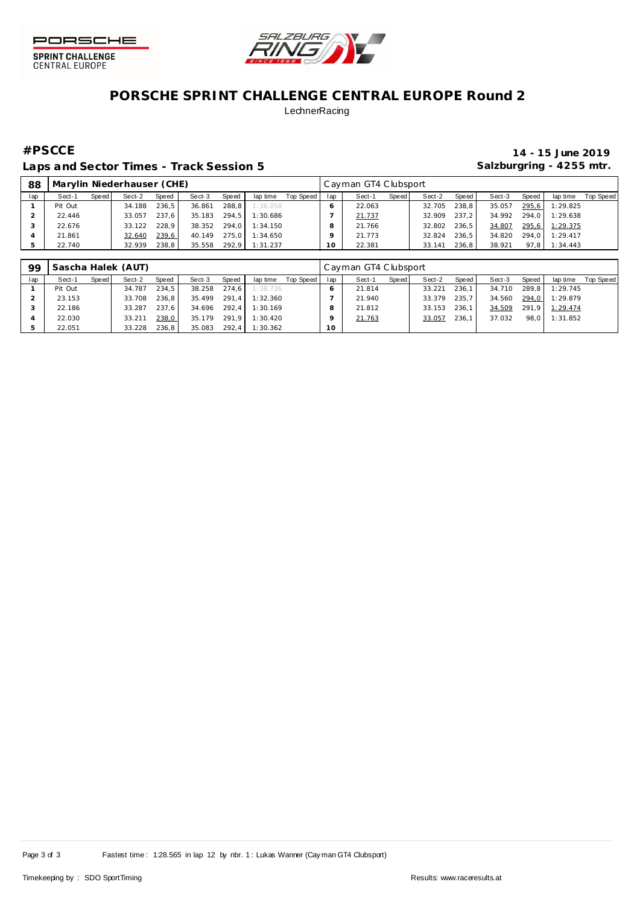# PORSCHE SPRINT CHALLENGE CENTRAL EUROPE Round 2

LechnerRacing

## #PSCCE

**14 - 15 June 2019**

### Laps and Sector Times - Track Session 5

**Salzburgring - 4255 mtr.**

| 88 | Marylin Niederhauser (CHE) | | | | | | | | | Cayman GT4 Clubsport | | | | | | | | |
|---|---|---|---|---|---|---|---|---|---|---|---|---|---|---|---|---|---|---|
| lap | Sect-1 | Speed | Sect-2 | Speed | Sect-3 | Speed | lap time | Top Speed | lap | Sect-1 | Speed | Sect-2 | Speed | Sect-3 | Speed | lap time | Top Speed |
| 1 | Pit Out | | 34.188 | 236,5 | 36.861 | 288,8 | 1:36.058 | | 6 | 22.063 | | 32.705 | 238,8 | 35.057 | 295,6 | 1:29.825 | |
| 2 | 22.446 | | 33.057 | 237,6 | 35.183 | 294,5 | 1:30.686 | | 7 | 21.737 | | 32.909 | 237,2 | 34.992 | 294,0 | 1:29.638 | |
| 3 | 22.676 | | 33.122 | 228,9 | 38.352 | 294,0 | 1:34.150 | | 8 | 21.766 | | 32.802 | 236,5 | 34.807 | 295,6 | 1:29.375 | |
| 4 | 21.861 | | 32.640 | 239,6 | 40.149 | 275,0 | 1:34.650 | | 9 | 21.773 | | 32.824 | 236,5 | 34.820 | 294,0 | 1:29.417 | |
| 5 | 22.740 | | 32.939 | 238,8 | 35.558 | 292,9 | 1:31.237 | | 10 | 22.381 | | 33.141 | 236,8 | 38.921 | 97,8 | 1:34.443 | |

| 99 | Sascha Halek (AUT) | | | | | | | | | Cayman GT4 Clubsport | | | | | | | | |
|---|---|---|---|---|---|---|---|---|---|---|---|---|---|---|---|---|---|---|
| lap | Sect-1 | Speed | Sect-2 | Speed | Sect-3 | Speed | lap time | Top Speed | lap | Sect-1 | Speed | Sect-2 | Speed | Sect-3 | Speed | lap time | Top Speed |
| 1 | Pit Out | | 34.787 | 234,5 | 38.258 | 274,6 | 1:38.726 | | 6 | 21.814 | | 33.221 | 236,1 | 34.710 | 289,8 | 1:29.745 | |
| 2 | 23.153 | | 33.708 | 236,8 | 35.499 | 291,4 | 1:32.360 | | 7 | 21.940 | | 33.379 | 235,7 | 34.560 | 294,0 | 1:29.879 | |
| 3 | 22.186 | | 33.287 | 237,6 | 34.696 | 292,4 | 1:30.169 | | 8 | 21.812 | | 33.153 | 236,1 | 34.509 | 291,9 | 1:29.474 | |
| 4 | 22.030 | | 33.211 | 238,0 | 35.179 | 291,9 | 1:30.420 | | 9 | 21.763 | | 33.057 | 236,1 | 37.032 | 98,0 | 1:31.852 | |
| 5 | 22.051 | | 33.228 | 236,8 | 35.083 | 292,4 | 1:30.362 | | 10 | | | | | | | | |

Fastest time : 1:28.565 in lap 12 by nbr. 1 : Lukas Wanner (Cayman GT4 Clubsport)

Timekeeping by : SDO SportTiming

Results: www.raceresults.at